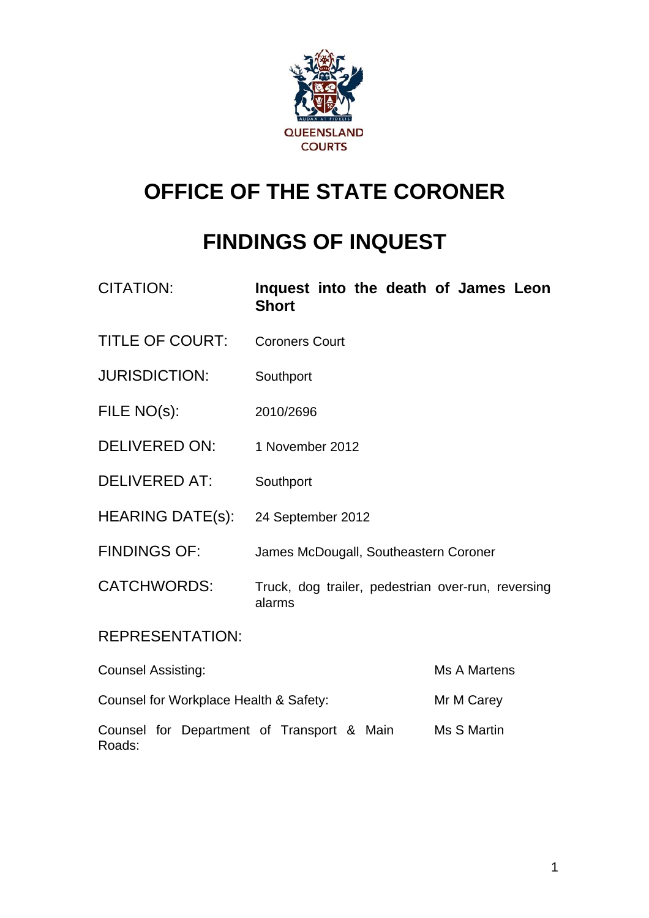QUEENSLAND COURTS

# OFFICE OF THE STATE CORONER

# FINDINGS OF INQUEST

| | |
|---|---|
| CITATION: | **Inquest into the death of James Leon Short** |
| TITLE OF COURT: | Coroners Court |
| JURISDICTION: | Southport |
| FILE NO(s): | 2010/2696 |
| DELIVERED ON: | 1 November 2012 |
| DELIVERED AT: | Southport |
| HEARING DATE(s): | 24 September 2012 |
| FINDINGS OF: | James McDougall, Southeastern Coroner |
| CATCHWORDS: | Truck, dog trailer, pedestrian over-run, reversing alarms |

REPRESENTATION:

| | |
|---|---|
| Counsel Assisting: | Ms A Martens |
| Counsel for Workplace Health & Safety: | Mr M Carey |
| Counsel for Department of Transport & Main Roads: | Ms S Martin |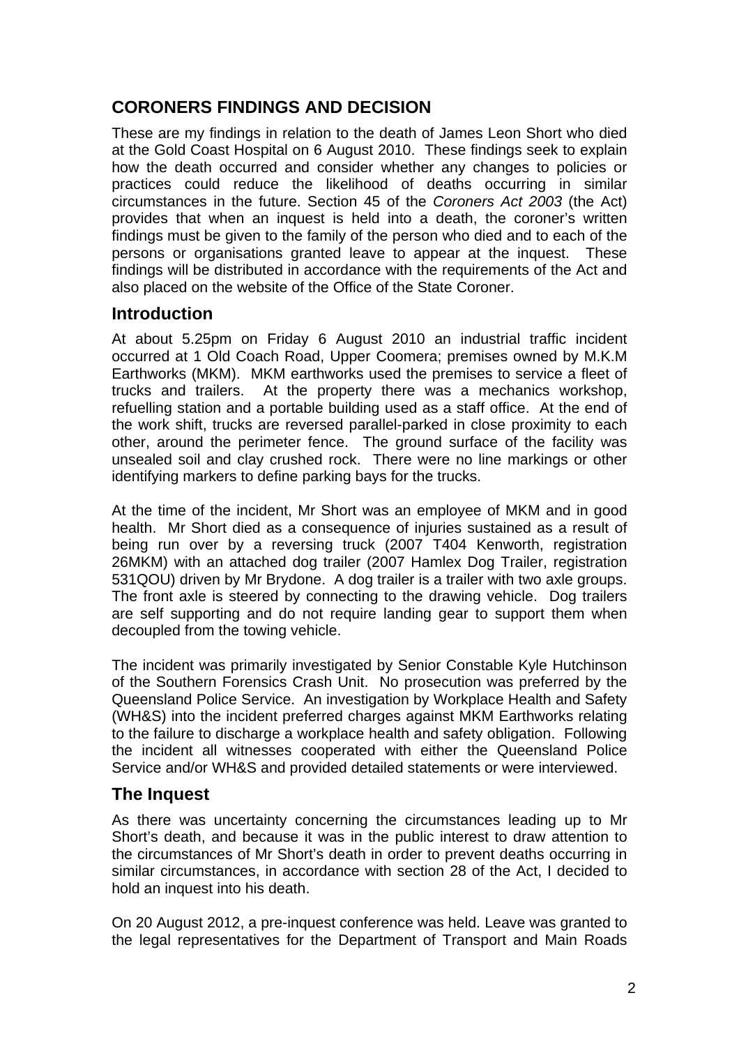## CORONERS FINDINGS AND DECISION

These are my findings in relation to the death of James Leon Short who died at the Gold Coast Hospital on 6 August 2010. These findings seek to explain how the death occurred and consider whether any changes to policies or practices could reduce the likelihood of deaths occurring in similar circumstances in the future. Section 45 of the *Coroners Act 2003* (the Act) provides that when an inquest is held into a death, the coroner's written findings must be given to the family of the person who died and to each of the persons or organisations granted leave to appear at the inquest. These findings will be distributed in accordance with the requirements of the Act and also placed on the website of the Office of the State Coroner.

## Introduction

At about 5.25pm on Friday 6 August 2010 an industrial traffic incident occurred at 1 Old Coach Road, Upper Coomera; premises owned by M.K.M Earthworks (MKM). MKM earthworks used the premises to service a fleet of trucks and trailers. At the property there was a mechanics workshop, refuelling station and a portable building used as a staff office. At the end of the work shift, trucks are reversed parallel-parked in close proximity to each other, around the perimeter fence. The ground surface of the facility was unsealed soil and clay crushed rock. There were no line markings or other identifying markers to define parking bays for the trucks.

At the time of the incident, Mr Short was an employee of MKM and in good health. Mr Short died as a consequence of injuries sustained as a result of being run over by a reversing truck (2007 T404 Kenworth, registration 26MKM) with an attached dog trailer (2007 Hamlex Dog Trailer, registration 531QOU) driven by Mr Brydone. A dog trailer is a trailer with two axle groups. The front axle is steered by connecting to the drawing vehicle. Dog trailers are self supporting and do not require landing gear to support them when decoupled from the towing vehicle.

The incident was primarily investigated by Senior Constable Kyle Hutchinson of the Southern Forensics Crash Unit. No prosecution was preferred by the Queensland Police Service. An investigation by Workplace Health and Safety (WH&S) into the incident preferred charges against MKM Earthworks relating to the failure to discharge a workplace health and safety obligation. Following the incident all witnesses cooperated with either the Queensland Police Service and/or WH&S and provided detailed statements or were interviewed.

## The Inquest

As there was uncertainty concerning the circumstances leading up to Mr Short's death, and because it was in the public interest to draw attention to the circumstances of Mr Short's death in order to prevent deaths occurring in similar circumstances, in accordance with section 28 of the Act, I decided to hold an inquest into his death.

On 20 August 2012, a pre-inquest conference was held. Leave was granted to the legal representatives for the Department of Transport and Main Roads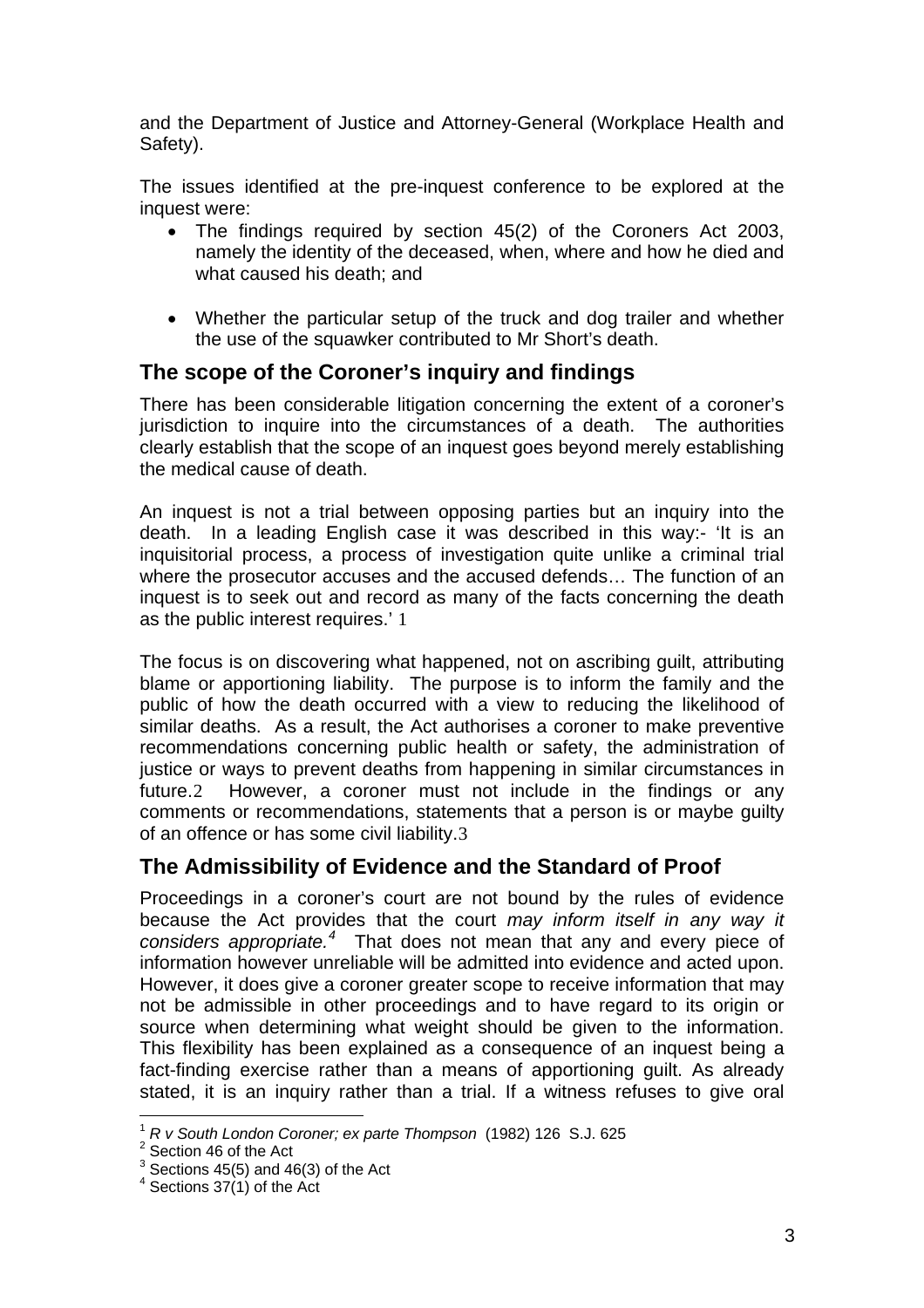and the Department of Justice and Attorney-General (Workplace Health and Safety).

The issues identified at the pre-inquest conference to be explored at the inquest were:

- The findings required by section 45(2) of the Coroners Act 2003, namely the identity of the deceased, when, where and how he died and what caused his death; and
- Whether the particular setup of the truck and dog trailer and whether the use of the squawker contributed to Mr Short's death.

## The scope of the Coroner's inquiry and findings

There has been considerable litigation concerning the extent of a coroner's jurisdiction to inquire into the circumstances of a death. The authorities clearly establish that the scope of an inquest goes beyond merely establishing the medical cause of death.

An inquest is not a trial between opposing parties but an inquiry into the death. In a leading English case it was described in this way:- 'It is an inquisitorial process, a process of investigation quite unlike a criminal trial where the prosecutor accuses and the accused defends… The function of an inquest is to seek out and record as many of the facts concerning the death as the public interest requires.' [1]

The focus is on discovering what happened, not on ascribing guilt, attributing blame or apportioning liability. The purpose is to inform the family and the public of how the death occurred with a view to reducing the likelihood of similar deaths. As a result, the Act authorises a coroner to make preventive recommendations concerning public health or safety, the administration of justice or ways to prevent deaths from happening in similar circumstances in future.[2] However, a coroner must not include in the findings or any comments or recommendations, statements that a person is or maybe guilty of an offence or has some civil liability.[3]

## The Admissibility of Evidence and the Standard of Proof

Proceedings in a coroner's court are not bound by the rules of evidence because the Act provides that the court *may inform itself in any way it considers appropriate.*[4] That does not mean that any and every piece of information however unreliable will be admitted into evidence and acted upon. However, it does give a coroner greater scope to receive information that may not be admissible in other proceedings and to have regard to its origin or source when determining what weight should be given to the information. This flexibility has been explained as a consequence of an inquest being a fact-finding exercise rather than a means of apportioning guilt. As already stated, it is an inquiry rather than a trial. If a witness refuses to give oral

---

[1] *R v South London Coroner; ex parte Thompson* (1982) 126 S.J. 625

[2] Section 46 of the Act

[3] Sections 45(5) and 46(3) of the Act

[4] Sections 37(1) of the Act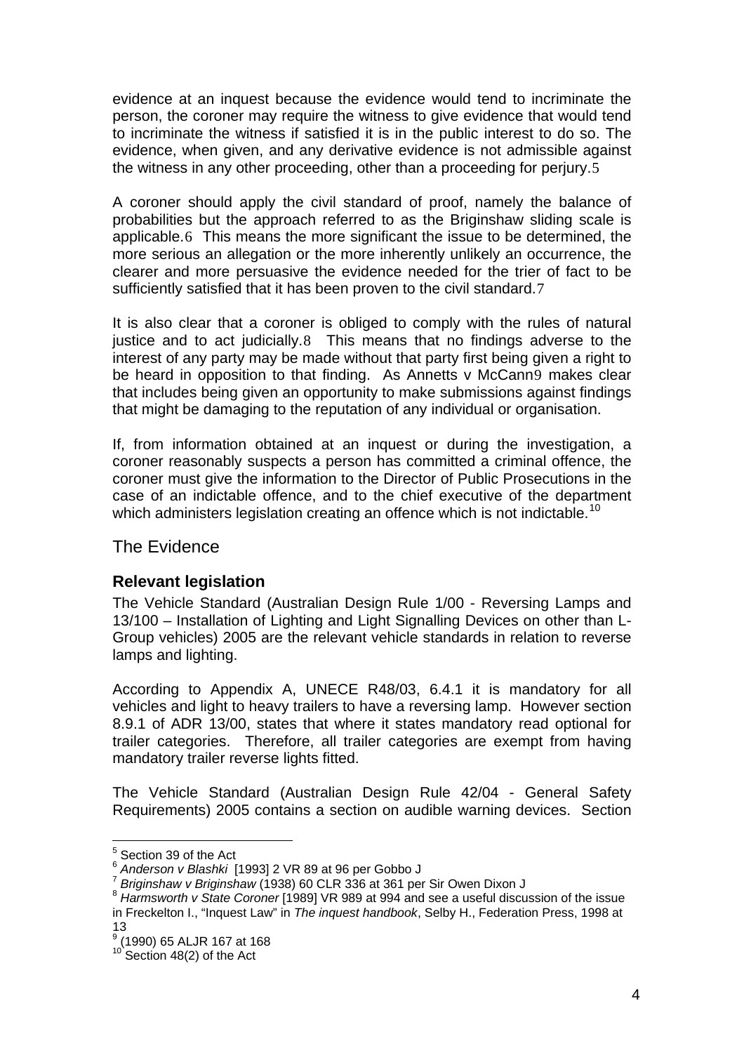evidence at an inquest because the evidence would tend to incriminate the person, the coroner may require the witness to give evidence that would tend to incriminate the witness if satisfied it is in the public interest to do so. The evidence, when given, and any derivative evidence is not admissible against the witness in any other proceeding, other than a proceeding for perjury.[5]

A coroner should apply the civil standard of proof, namely the balance of probabilities but the approach referred to as the Briginshaw sliding scale is applicable.[6] This means the more significant the issue to be determined, the more serious an allegation or the more inherently unlikely an occurrence, the clearer and more persuasive the evidence needed for the trier of fact to be sufficiently satisfied that it has been proven to the civil standard.[7]

It is also clear that a coroner is obliged to comply with the rules of natural justice and to act judicially.[8] This means that no findings adverse to the interest of any party may be made without that party first being given a right to be heard in opposition to that finding. As Annetts v McCann[9] makes clear that includes being given an opportunity to make submissions against findings that might be damaging to the reputation of any individual or organisation.

If, from information obtained at an inquest or during the investigation, a coroner reasonably suspects a person has committed a criminal offence, the coroner must give the information to the Director of Public Prosecutions in the case of an indictable offence, and to the chief executive of the department which administers legislation creating an offence which is not indictable.[10]

## The Evidence

### Relevant legislation

The Vehicle Standard (Australian Design Rule 1/00 - Reversing Lamps and 13/100 – Installation of Lighting and Light Signalling Devices on other than L-Group vehicles) 2005 are the relevant vehicle standards in relation to reverse lamps and lighting.

According to Appendix A, UNECE R48/03, 6.4.1 it is mandatory for all vehicles and light to heavy trailers to have a reversing lamp. However section 8.9.1 of ADR 13/00, states that where it states mandatory read optional for trailer categories. Therefore, all trailer categories are exempt from having mandatory trailer reverse lights fitted.

The Vehicle Standard (Australian Design Rule 42/04 - General Safety Requirements) 2005 contains a section on audible warning devices. Section

---

[5] Section 39 of the Act

[6] *Anderson v Blashki* [1993] 2 VR 89 at 96 per Gobbo J

[7] *Briginshaw v Briginshaw* (1938) 60 CLR 336 at 361 per Sir Owen Dixon J

[8] *Harmsworth v State Coroner* [1989] VR 989 at 994 and see a useful discussion of the issue in Freckelton I., "Inquest Law" in *The inquest handbook*, Selby H., Federation Press, 1998 at 13

[9] (1990) 65 ALJR 167 at 168

[10] Section 48(2) of the Act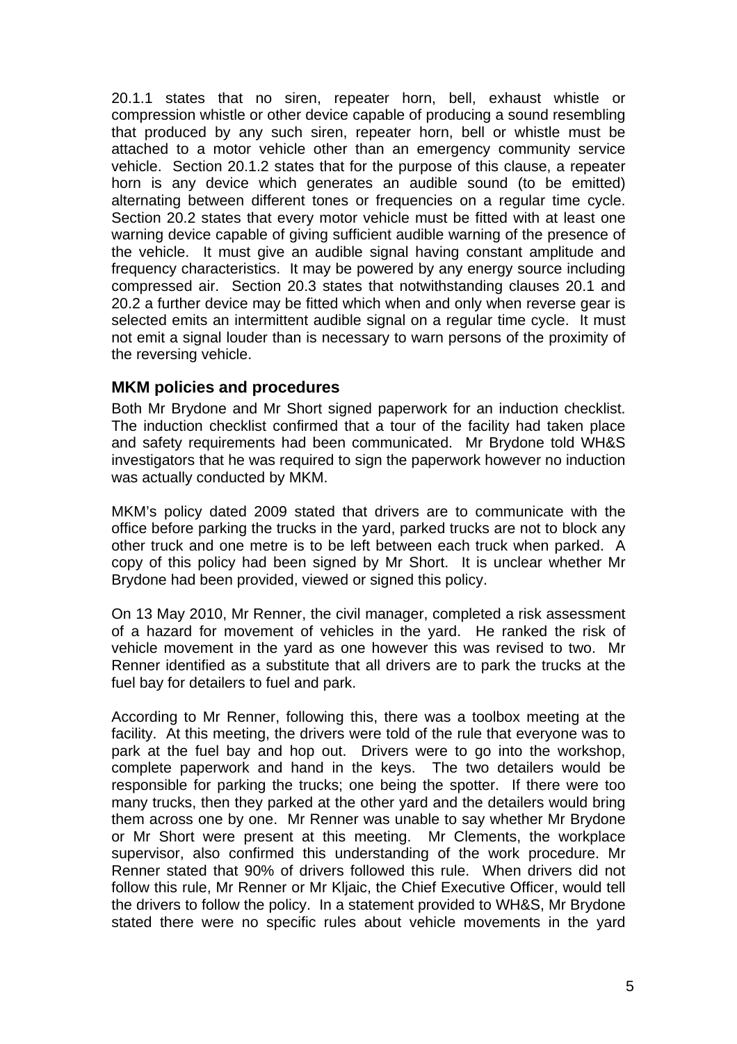20.1.1 states that no siren, repeater horn, bell, exhaust whistle or compression whistle or other device capable of producing a sound resembling that produced by any such siren, repeater horn, bell or whistle must be attached to a motor vehicle other than an emergency community service vehicle. Section 20.1.2 states that for the purpose of this clause, a repeater horn is any device which generates an audible sound (to be emitted) alternating between different tones or frequencies on a regular time cycle. Section 20.2 states that every motor vehicle must be fitted with at least one warning device capable of giving sufficient audible warning of the presence of the vehicle. It must give an audible signal having constant amplitude and frequency characteristics. It may be powered by any energy source including compressed air. Section 20.3 states that notwithstanding clauses 20.1 and 20.2 a further device may be fitted which when and only when reverse gear is selected emits an intermittent audible signal on a regular time cycle. It must not emit a signal louder than is necessary to warn persons of the proximity of the reversing vehicle.

### MKM policies and procedures

Both Mr Brydone and Mr Short signed paperwork for an induction checklist. The induction checklist confirmed that a tour of the facility had taken place and safety requirements had been communicated. Mr Brydone told WH&S investigators that he was required to sign the paperwork however no induction was actually conducted by MKM.

MKM's policy dated 2009 stated that drivers are to communicate with the office before parking the trucks in the yard, parked trucks are not to block any other truck and one metre is to be left between each truck when parked. A copy of this policy had been signed by Mr Short. It is unclear whether Mr Brydone had been provided, viewed or signed this policy.

On 13 May 2010, Mr Renner, the civil manager, completed a risk assessment of a hazard for movement of vehicles in the yard. He ranked the risk of vehicle movement in the yard as one however this was revised to two. Mr Renner identified as a substitute that all drivers are to park the trucks at the fuel bay for detailers to fuel and park.

According to Mr Renner, following this, there was a toolbox meeting at the facility. At this meeting, the drivers were told of the rule that everyone was to park at the fuel bay and hop out. Drivers were to go into the workshop, complete paperwork and hand in the keys. The two detailers would be responsible for parking the trucks; one being the spotter. If there were too many trucks, then they parked at the other yard and the detailers would bring them across one by one. Mr Renner was unable to say whether Mr Brydone or Mr Short were present at this meeting. Mr Clements, the workplace supervisor, also confirmed this understanding of the work procedure. Mr Renner stated that 90% of drivers followed this rule. When drivers did not follow this rule, Mr Renner or Mr Kljaic, the Chief Executive Officer, would tell the drivers to follow the policy. In a statement provided to WH&S, Mr Brydone stated there were no specific rules about vehicle movements in the yard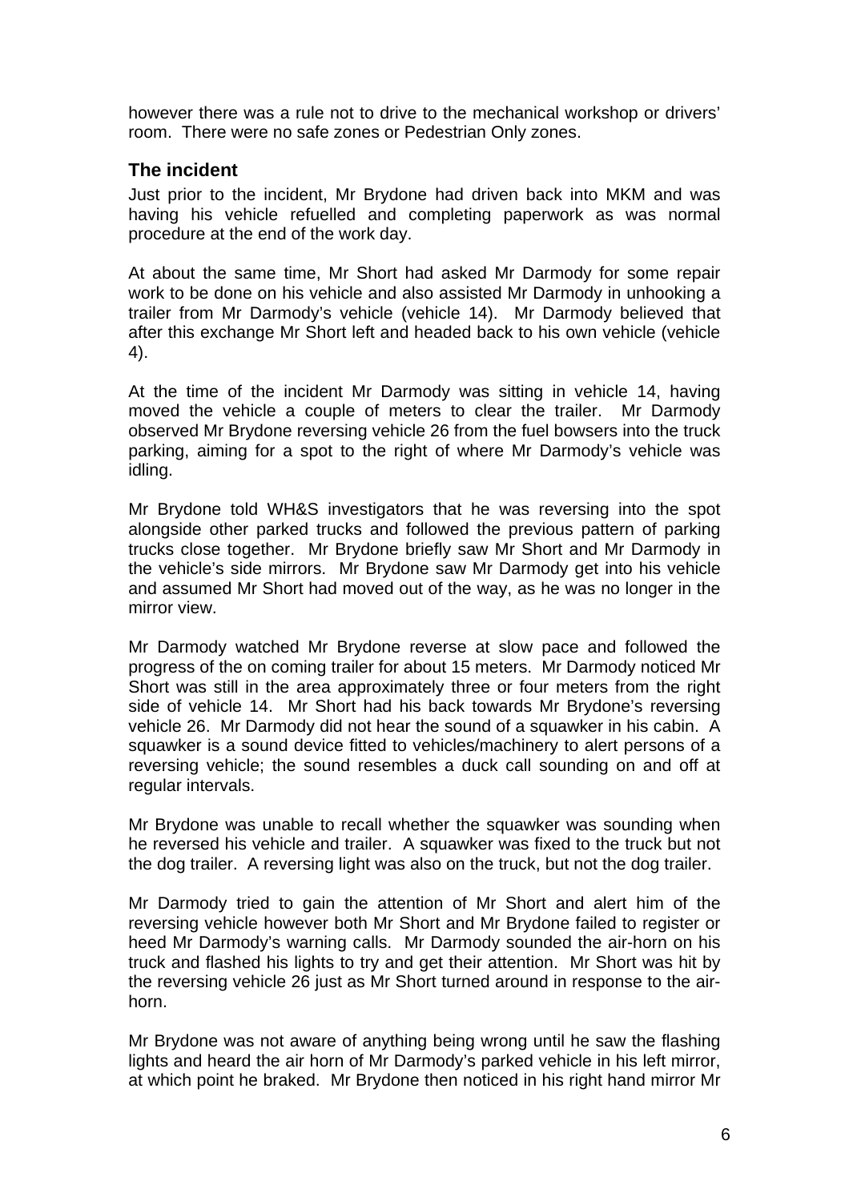however there was a rule not to drive to the mechanical workshop or drivers' room. There were no safe zones or Pedestrian Only zones.

## The incident

Just prior to the incident, Mr Brydone had driven back into MKM and was having his vehicle refuelled and completing paperwork as was normal procedure at the end of the work day.

At about the same time, Mr Short had asked Mr Darmody for some repair work to be done on his vehicle and also assisted Mr Darmody in unhooking a trailer from Mr Darmody's vehicle (vehicle 14). Mr Darmody believed that after this exchange Mr Short left and headed back to his own vehicle (vehicle 4).

At the time of the incident Mr Darmody was sitting in vehicle 14, having moved the vehicle a couple of meters to clear the trailer. Mr Darmody observed Mr Brydone reversing vehicle 26 from the fuel bowsers into the truck parking, aiming for a spot to the right of where Mr Darmody's vehicle was idling.

Mr Brydone told WH&S investigators that he was reversing into the spot alongside other parked trucks and followed the previous pattern of parking trucks close together. Mr Brydone briefly saw Mr Short and Mr Darmody in the vehicle's side mirrors. Mr Brydone saw Mr Darmody get into his vehicle and assumed Mr Short had moved out of the way, as he was no longer in the mirror view.

Mr Darmody watched Mr Brydone reverse at slow pace and followed the progress of the on coming trailer for about 15 meters. Mr Darmody noticed Mr Short was still in the area approximately three or four meters from the right side of vehicle 14. Mr Short had his back towards Mr Brydone's reversing vehicle 26. Mr Darmody did not hear the sound of a squawker in his cabin. A squawker is a sound device fitted to vehicles/machinery to alert persons of a reversing vehicle; the sound resembles a duck call sounding on and off at regular intervals.

Mr Brydone was unable to recall whether the squawker was sounding when he reversed his vehicle and trailer. A squawker was fixed to the truck but not the dog trailer. A reversing light was also on the truck, but not the dog trailer.

Mr Darmody tried to gain the attention of Mr Short and alert him of the reversing vehicle however both Mr Short and Mr Brydone failed to register or heed Mr Darmody's warning calls. Mr Darmody sounded the air-horn on his truck and flashed his lights to try and get their attention. Mr Short was hit by the reversing vehicle 26 just as Mr Short turned around in response to the air-horn.

Mr Brydone was not aware of anything being wrong until he saw the flashing lights and heard the air horn of Mr Darmody's parked vehicle in his left mirror, at which point he braked. Mr Brydone then noticed in his right hand mirror Mr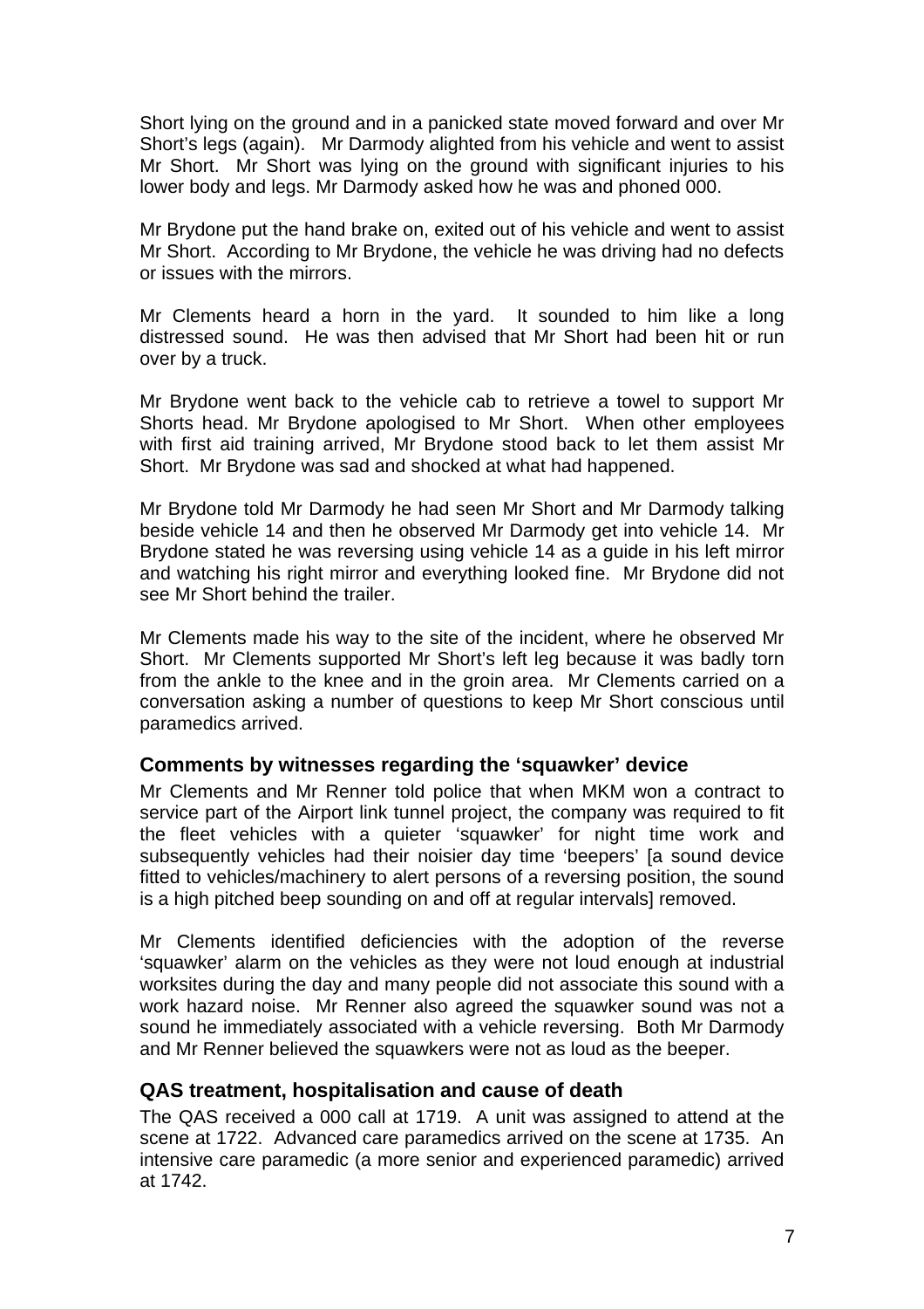Short lying on the ground and in a panicked state moved forward and over Mr Short's legs (again). Mr Darmody alighted from his vehicle and went to assist Mr Short. Mr Short was lying on the ground with significant injuries to his lower body and legs. Mr Darmody asked how he was and phoned 000.

Mr Brydone put the hand brake on, exited out of his vehicle and went to assist Mr Short. According to Mr Brydone, the vehicle he was driving had no defects or issues with the mirrors.

Mr Clements heard a horn in the yard. It sounded to him like a long distressed sound. He was then advised that Mr Short had been hit or run over by a truck.

Mr Brydone went back to the vehicle cab to retrieve a towel to support Mr Shorts head. Mr Brydone apologised to Mr Short. When other employees with first aid training arrived, Mr Brydone stood back to let them assist Mr Short. Mr Brydone was sad and shocked at what had happened.

Mr Brydone told Mr Darmody he had seen Mr Short and Mr Darmody talking beside vehicle 14 and then he observed Mr Darmody get into vehicle 14. Mr Brydone stated he was reversing using vehicle 14 as a guide in his left mirror and watching his right mirror and everything looked fine. Mr Brydone did not see Mr Short behind the trailer.

Mr Clements made his way to the site of the incident, where he observed Mr Short. Mr Clements supported Mr Short's left leg because it was badly torn from the ankle to the knee and in the groin area. Mr Clements carried on a conversation asking a number of questions to keep Mr Short conscious until paramedics arrived.

### Comments by witnesses regarding the 'squawker' device

Mr Clements and Mr Renner told police that when MKM won a contract to service part of the Airport link tunnel project, the company was required to fit the fleet vehicles with a quieter 'squawker' for night time work and subsequently vehicles had their noisier day time 'beepers' [a sound device fitted to vehicles/machinery to alert persons of a reversing position, the sound is a high pitched beep sounding on and off at regular intervals] removed.

Mr Clements identified deficiencies with the adoption of the reverse 'squawker' alarm on the vehicles as they were not loud enough at industrial worksites during the day and many people did not associate this sound with a work hazard noise. Mr Renner also agreed the squawker sound was not a sound he immediately associated with a vehicle reversing. Both Mr Darmody and Mr Renner believed the squawkers were not as loud as the beeper.

### QAS treatment, hospitalisation and cause of death

The QAS received a 000 call at 1719. A unit was assigned to attend at the scene at 1722. Advanced care paramedics arrived on the scene at 1735. An intensive care paramedic (a more senior and experienced paramedic) arrived at 1742.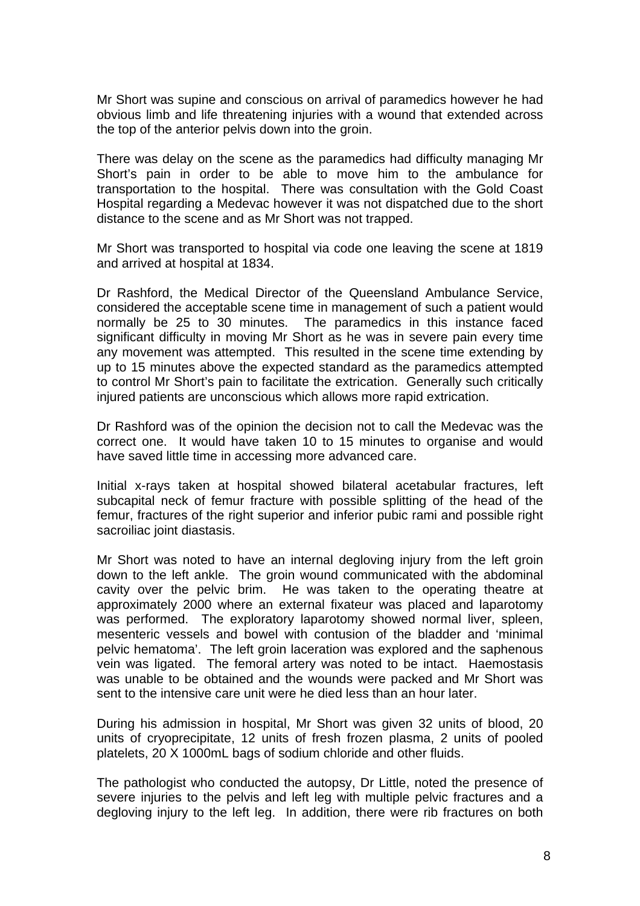Mr Short was supine and conscious on arrival of paramedics however he had obvious limb and life threatening injuries with a wound that extended across the top of the anterior pelvis down into the groin.

There was delay on the scene as the paramedics had difficulty managing Mr Short's pain in order to be able to move him to the ambulance for transportation to the hospital. There was consultation with the Gold Coast Hospital regarding a Medevac however it was not dispatched due to the short distance to the scene and as Mr Short was not trapped.

Mr Short was transported to hospital via code one leaving the scene at 1819 and arrived at hospital at 1834.

Dr Rashford, the Medical Director of the Queensland Ambulance Service, considered the acceptable scene time in management of such a patient would normally be 25 to 30 minutes. The paramedics in this instance faced significant difficulty in moving Mr Short as he was in severe pain every time any movement was attempted. This resulted in the scene time extending by up to 15 minutes above the expected standard as the paramedics attempted to control Mr Short's pain to facilitate the extrication. Generally such critically injured patients are unconscious which allows more rapid extrication.

Dr Rashford was of the opinion the decision not to call the Medevac was the correct one. It would have taken 10 to 15 minutes to organise and would have saved little time in accessing more advanced care.

Initial x-rays taken at hospital showed bilateral acetabular fractures, left subcapital neck of femur fracture with possible splitting of the head of the femur, fractures of the right superior and inferior pubic rami and possible right sacroiliac joint diastasis.

Mr Short was noted to have an internal degloving injury from the left groin down to the left ankle. The groin wound communicated with the abdominal cavity over the pelvic brim. He was taken to the operating theatre at approximately 2000 where an external fixateur was placed and laparotomy was performed. The exploratory laparotomy showed normal liver, spleen, mesenteric vessels and bowel with contusion of the bladder and 'minimal pelvic hematoma'. The left groin laceration was explored and the saphenous vein was ligated. The femoral artery was noted to be intact. Haemostasis was unable to be obtained and the wounds were packed and Mr Short was sent to the intensive care unit were he died less than an hour later.

During his admission in hospital, Mr Short was given 32 units of blood, 20 units of cryoprecipitate, 12 units of fresh frozen plasma, 2 units of pooled platelets, 20 X 1000mL bags of sodium chloride and other fluids.

The pathologist who conducted the autopsy, Dr Little, noted the presence of severe injuries to the pelvis and left leg with multiple pelvic fractures and a degloving injury to the left leg. In addition, there were rib fractures on both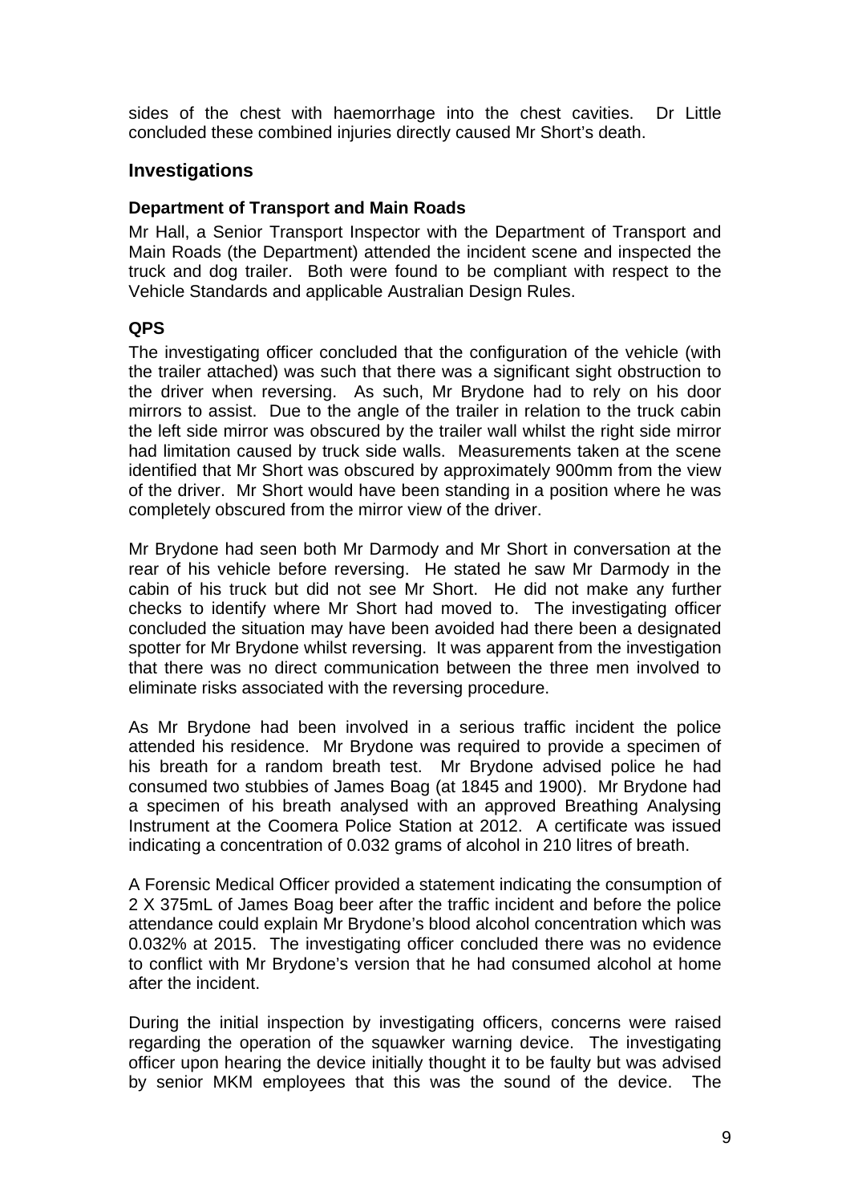sides of the chest with haemorrhage into the chest cavities. Dr Little concluded these combined injuries directly caused Mr Short's death.

## Investigations

### Department of Transport and Main Roads

Mr Hall, a Senior Transport Inspector with the Department of Transport and Main Roads (the Department) attended the incident scene and inspected the truck and dog trailer. Both were found to be compliant with respect to the Vehicle Standards and applicable Australian Design Rules.

### QPS

The investigating officer concluded that the configuration of the vehicle (with the trailer attached) was such that there was a significant sight obstruction to the driver when reversing. As such, Mr Brydone had to rely on his door mirrors to assist. Due to the angle of the trailer in relation to the truck cabin the left side mirror was obscured by the trailer wall whilst the right side mirror had limitation caused by truck side walls. Measurements taken at the scene identified that Mr Short was obscured by approximately 900mm from the view of the driver. Mr Short would have been standing in a position where he was completely obscured from the mirror view of the driver.

Mr Brydone had seen both Mr Darmody and Mr Short in conversation at the rear of his vehicle before reversing. He stated he saw Mr Darmody in the cabin of his truck but did not see Mr Short. He did not make any further checks to identify where Mr Short had moved to. The investigating officer concluded the situation may have been avoided had there been a designated spotter for Mr Brydone whilst reversing. It was apparent from the investigation that there was no direct communication between the three men involved to eliminate risks associated with the reversing procedure.

As Mr Brydone had been involved in a serious traffic incident the police attended his residence. Mr Brydone was required to provide a specimen of his breath for a random breath test. Mr Brydone advised police he had consumed two stubbies of James Boag (at 1845 and 1900). Mr Brydone had a specimen of his breath analysed with an approved Breathing Analysing Instrument at the Coomera Police Station at 2012. A certificate was issued indicating a concentration of 0.032 grams of alcohol in 210 litres of breath.

A Forensic Medical Officer provided a statement indicating the consumption of 2 X 375mL of James Boag beer after the traffic incident and before the police attendance could explain Mr Brydone's blood alcohol concentration which was 0.032% at 2015. The investigating officer concluded there was no evidence to conflict with Mr Brydone's version that he had consumed alcohol at home after the incident.

During the initial inspection by investigating officers, concerns were raised regarding the operation of the squawker warning device. The investigating officer upon hearing the device initially thought it to be faulty but was advised by senior MKM employees that this was the sound of the device. The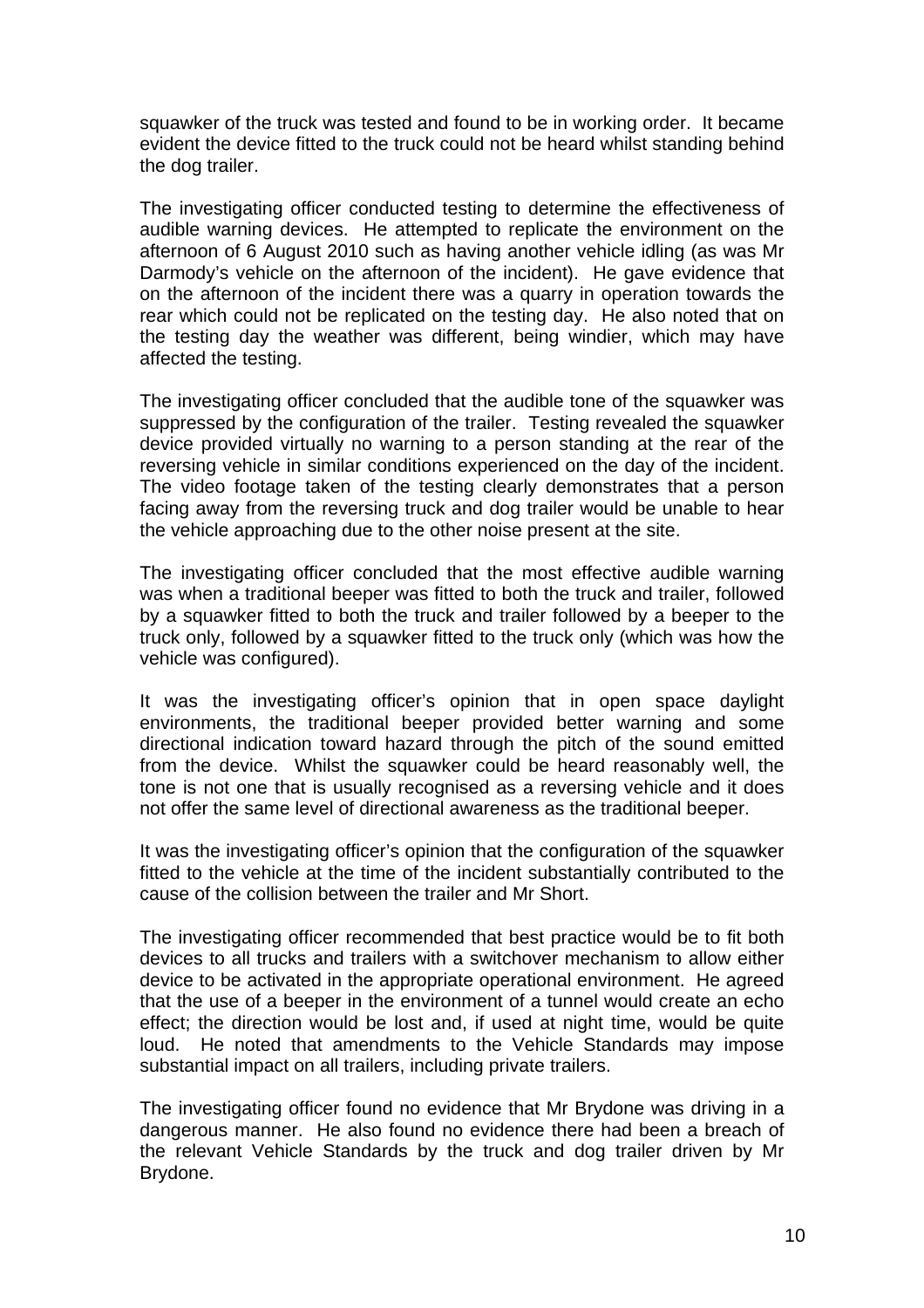squawker of the truck was tested and found to be in working order. It became evident the device fitted to the truck could not be heard whilst standing behind the dog trailer.

The investigating officer conducted testing to determine the effectiveness of audible warning devices. He attempted to replicate the environment on the afternoon of 6 August 2010 such as having another vehicle idling (as was Mr Darmody's vehicle on the afternoon of the incident). He gave evidence that on the afternoon of the incident there was a quarry in operation towards the rear which could not be replicated on the testing day. He also noted that on the testing day the weather was different, being windier, which may have affected the testing.

The investigating officer concluded that the audible tone of the squawker was suppressed by the configuration of the trailer. Testing revealed the squawker device provided virtually no warning to a person standing at the rear of the reversing vehicle in similar conditions experienced on the day of the incident. The video footage taken of the testing clearly demonstrates that a person facing away from the reversing truck and dog trailer would be unable to hear the vehicle approaching due to the other noise present at the site.

The investigating officer concluded that the most effective audible warning was when a traditional beeper was fitted to both the truck and trailer, followed by a squawker fitted to both the truck and trailer followed by a beeper to the truck only, followed by a squawker fitted to the truck only (which was how the vehicle was configured).

It was the investigating officer's opinion that in open space daylight environments, the traditional beeper provided better warning and some directional indication toward hazard through the pitch of the sound emitted from the device. Whilst the squawker could be heard reasonably well, the tone is not one that is usually recognised as a reversing vehicle and it does not offer the same level of directional awareness as the traditional beeper.

It was the investigating officer's opinion that the configuration of the squawker fitted to the vehicle at the time of the incident substantially contributed to the cause of the collision between the trailer and Mr Short.

The investigating officer recommended that best practice would be to fit both devices to all trucks and trailers with a switchover mechanism to allow either device to be activated in the appropriate operational environment. He agreed that the use of a beeper in the environment of a tunnel would create an echo effect; the direction would be lost and, if used at night time, would be quite loud. He noted that amendments to the Vehicle Standards may impose substantial impact on all trailers, including private trailers.

The investigating officer found no evidence that Mr Brydone was driving in a dangerous manner. He also found no evidence there had been a breach of the relevant Vehicle Standards by the truck and dog trailer driven by Mr Brydone.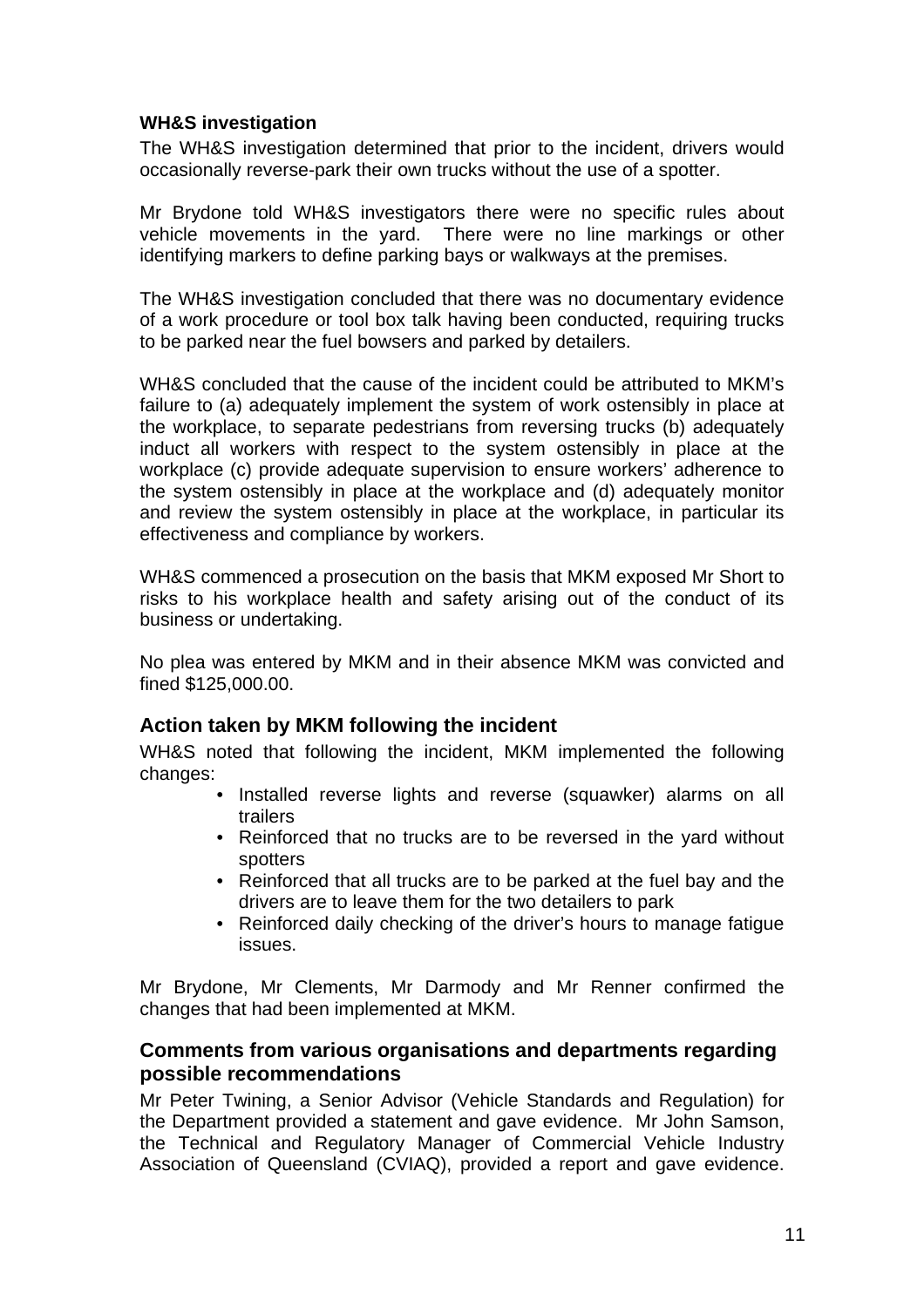#### WH&S investigation

The WH&S investigation determined that prior to the incident, drivers would occasionally reverse-park their own trucks without the use of a spotter.

Mr Brydone told WH&S investigators there were no specific rules about vehicle movements in the yard. There were no line markings or other identifying markers to define parking bays or walkways at the premises.

The WH&S investigation concluded that there was no documentary evidence of a work procedure or tool box talk having been conducted, requiring trucks to be parked near the fuel bowsers and parked by detailers.

WH&S concluded that the cause of the incident could be attributed to MKM's failure to (a) adequately implement the system of work ostensibly in place at the workplace, to separate pedestrians from reversing trucks (b) adequately induct all workers with respect to the system ostensibly in place at the workplace (c) provide adequate supervision to ensure workers' adherence to the system ostensibly in place at the workplace and (d) adequately monitor and review the system ostensibly in place at the workplace, in particular its effectiveness and compliance by workers.

WH&S commenced a prosecution on the basis that MKM exposed Mr Short to risks to his workplace health and safety arising out of the conduct of its business or undertaking.

No plea was entered by MKM and in their absence MKM was convicted and fined $125,000.00.

### Action taken by MKM following the incident

WH&S noted that following the incident, MKM implemented the following changes:

- Installed reverse lights and reverse (squawker) alarms on all trailers
- Reinforced that no trucks are to be reversed in the yard without spotters
- Reinforced that all trucks are to be parked at the fuel bay and the drivers are to leave them for the two detailers to park
- Reinforced daily checking of the driver's hours to manage fatigue issues.

Mr Brydone, Mr Clements, Mr Darmody and Mr Renner confirmed the changes that had been implemented at MKM.

### Comments from various organisations and departments regarding possible recommendations

Mr Peter Twining, a Senior Advisor (Vehicle Standards and Regulation) for the Department provided a statement and gave evidence. Mr John Samson, the Technical and Regulatory Manager of Commercial Vehicle Industry Association of Queensland (CVIAQ), provided a report and gave evidence.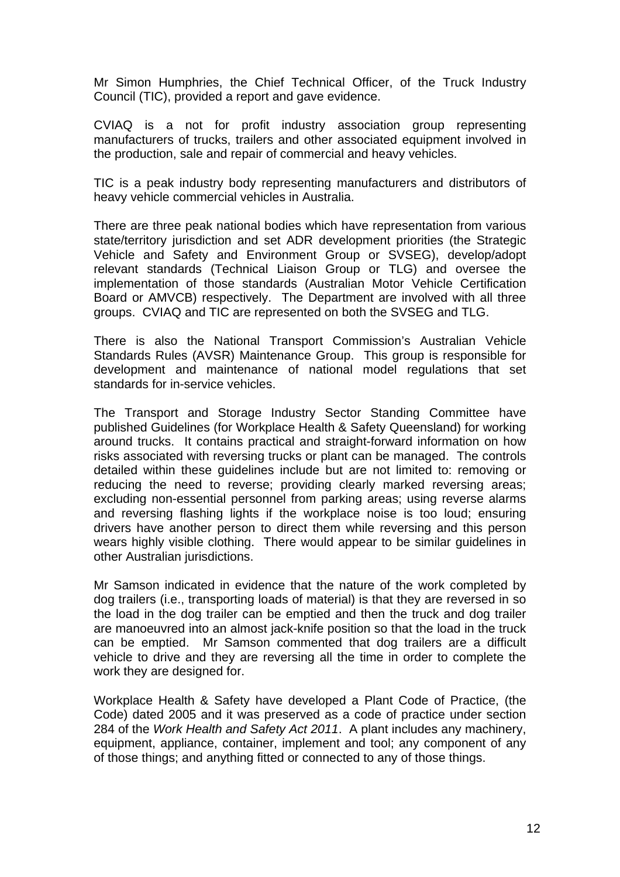Mr Simon Humphries, the Chief Technical Officer, of the Truck Industry Council (TIC), provided a report and gave evidence.

CVIAQ is a not for profit industry association group representing manufacturers of trucks, trailers and other associated equipment involved in the production, sale and repair of commercial and heavy vehicles.

TIC is a peak industry body representing manufacturers and distributors of heavy vehicle commercial vehicles in Australia.

There are three peak national bodies which have representation from various state/territory jurisdiction and set ADR development priorities (the Strategic Vehicle and Safety and Environment Group or SVSEG), develop/adopt relevant standards (Technical Liaison Group or TLG) and oversee the implementation of those standards (Australian Motor Vehicle Certification Board or AMVCB) respectively. The Department are involved with all three groups. CVIAQ and TIC are represented on both the SVSEG and TLG.

There is also the National Transport Commission's Australian Vehicle Standards Rules (AVSR) Maintenance Group. This group is responsible for development and maintenance of national model regulations that set standards for in-service vehicles.

The Transport and Storage Industry Sector Standing Committee have published Guidelines (for Workplace Health & Safety Queensland) for working around trucks. It contains practical and straight-forward information on how risks associated with reversing trucks or plant can be managed. The controls detailed within these guidelines include but are not limited to: removing or reducing the need to reverse; providing clearly marked reversing areas; excluding non-essential personnel from parking areas; using reverse alarms and reversing flashing lights if the workplace noise is too loud; ensuring drivers have another person to direct them while reversing and this person wears highly visible clothing. There would appear to be similar guidelines in other Australian jurisdictions.

Mr Samson indicated in evidence that the nature of the work completed by dog trailers (i.e., transporting loads of material) is that they are reversed in so the load in the dog trailer can be emptied and then the truck and dog trailer are manoeuvred into an almost jack-knife position so that the load in the truck can be emptied. Mr Samson commented that dog trailers are a difficult vehicle to drive and they are reversing all the time in order to complete the work they are designed for.

Workplace Health & Safety have developed a Plant Code of Practice, (the Code) dated 2005 and it was preserved as a code of practice under section 284 of the *Work Health and Safety Act 2011*. A plant includes any machinery, equipment, appliance, container, implement and tool; any component of any of those things; and anything fitted or connected to any of those things.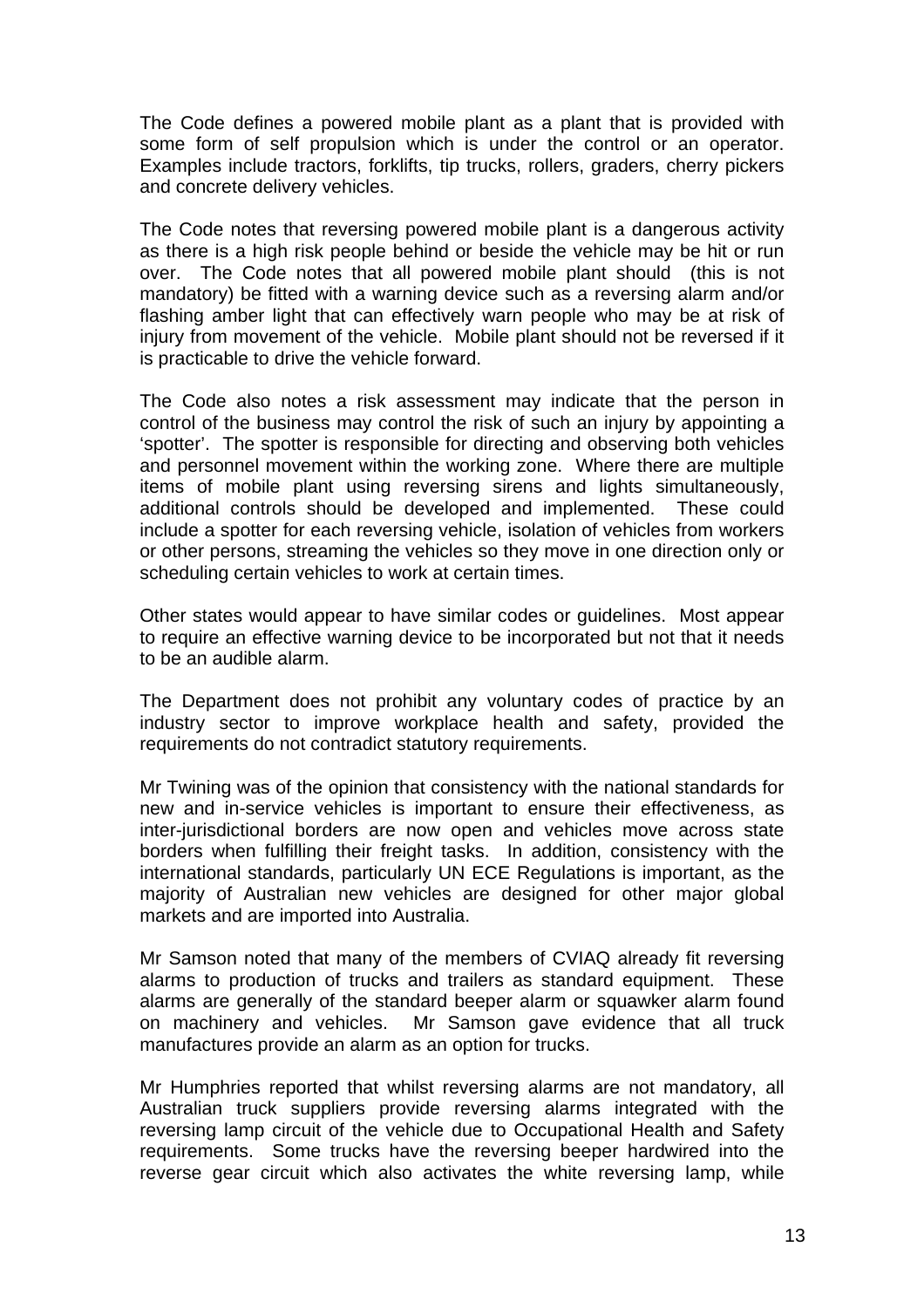The Code defines a powered mobile plant as a plant that is provided with some form of self propulsion which is under the control or an operator. Examples include tractors, forklifts, tip trucks, rollers, graders, cherry pickers and concrete delivery vehicles.

The Code notes that reversing powered mobile plant is a dangerous activity as there is a high risk people behind or beside the vehicle may be hit or run over. The Code notes that all powered mobile plant should (this is not mandatory) be fitted with a warning device such as a reversing alarm and/or flashing amber light that can effectively warn people who may be at risk of injury from movement of the vehicle. Mobile plant should not be reversed if it is practicable to drive the vehicle forward.

The Code also notes a risk assessment may indicate that the person in control of the business may control the risk of such an injury by appointing a 'spotter'. The spotter is responsible for directing and observing both vehicles and personnel movement within the working zone. Where there are multiple items of mobile plant using reversing sirens and lights simultaneously, additional controls should be developed and implemented. These could include a spotter for each reversing vehicle, isolation of vehicles from workers or other persons, streaming the vehicles so they move in one direction only or scheduling certain vehicles to work at certain times.

Other states would appear to have similar codes or guidelines. Most appear to require an effective warning device to be incorporated but not that it needs to be an audible alarm.

The Department does not prohibit any voluntary codes of practice by an industry sector to improve workplace health and safety, provided the requirements do not contradict statutory requirements.

Mr Twining was of the opinion that consistency with the national standards for new and in-service vehicles is important to ensure their effectiveness, as inter-jurisdictional borders are now open and vehicles move across state borders when fulfilling their freight tasks. In addition, consistency with the international standards, particularly UN ECE Regulations is important, as the majority of Australian new vehicles are designed for other major global markets and are imported into Australia.

Mr Samson noted that many of the members of CVIAQ already fit reversing alarms to production of trucks and trailers as standard equipment. These alarms are generally of the standard beeper alarm or squawker alarm found on machinery and vehicles. Mr Samson gave evidence that all truck manufactures provide an alarm as an option for trucks.

Mr Humphries reported that whilst reversing alarms are not mandatory, all Australian truck suppliers provide reversing alarms integrated with the reversing lamp circuit of the vehicle due to Occupational Health and Safety requirements. Some trucks have the reversing beeper hardwired into the reverse gear circuit which also activates the white reversing lamp, while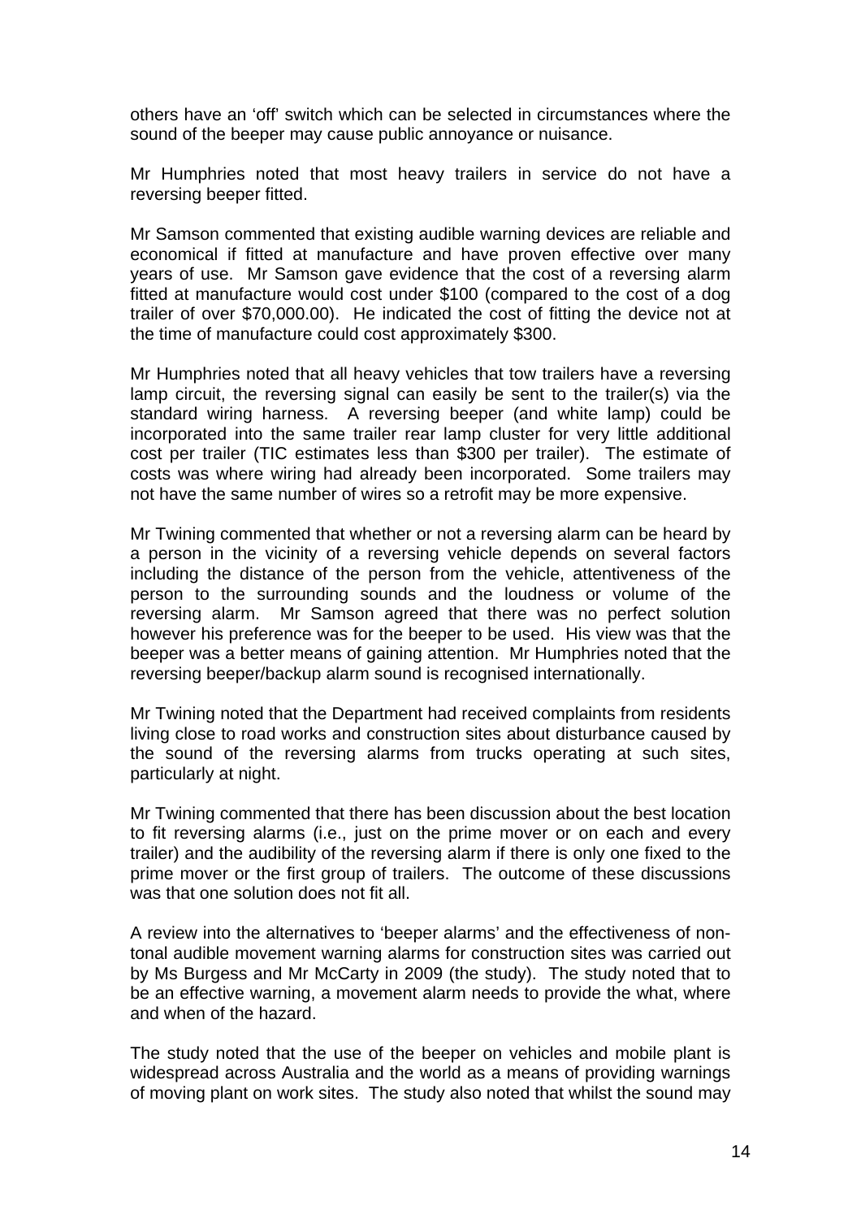others have an ‘off’ switch which can be selected in circumstances where the sound of the beeper may cause public annoyance or nuisance.

Mr Humphries noted that most heavy trailers in service do not have a reversing beeper fitted.

Mr Samson commented that existing audible warning devices are reliable and economical if fitted at manufacture and have proven effective over many years of use. Mr Samson gave evidence that the cost of a reversing alarm fitted at manufacture would cost under $100 (compared to the cost of a dog trailer of over $70,000.00). He indicated the cost of fitting the device not at the time of manufacture could cost approximately $300.

Mr Humphries noted that all heavy vehicles that tow trailers have a reversing lamp circuit, the reversing signal can easily be sent to the trailer(s) via the standard wiring harness. A reversing beeper (and white lamp) could be incorporated into the same trailer rear lamp cluster for very little additional cost per trailer (TIC estimates less than $300 per trailer). The estimate of costs was where wiring had already been incorporated. Some trailers may not have the same number of wires so a retrofit may be more expensive.

Mr Twining commented that whether or not a reversing alarm can be heard by a person in the vicinity of a reversing vehicle depends on several factors including the distance of the person from the vehicle, attentiveness of the person to the surrounding sounds and the loudness or volume of the reversing alarm. Mr Samson agreed that there was no perfect solution however his preference was for the beeper to be used. His view was that the beeper was a better means of gaining attention. Mr Humphries noted that the reversing beeper/backup alarm sound is recognised internationally.

Mr Twining noted that the Department had received complaints from residents living close to road works and construction sites about disturbance caused by the sound of the reversing alarms from trucks operating at such sites, particularly at night.

Mr Twining commented that there has been discussion about the best location to fit reversing alarms (i.e., just on the prime mover or on each and every trailer) and the audibility of the reversing alarm if there is only one fixed to the prime mover or the first group of trailers. The outcome of these discussions was that one solution does not fit all.

A review into the alternatives to ‘beeper alarms’ and the effectiveness of non-tonal audible movement warning alarms for construction sites was carried out by Ms Burgess and Mr McCarty in 2009 (the study). The study noted that to be an effective warning, a movement alarm needs to provide the what, where and when of the hazard.

The study noted that the use of the beeper on vehicles and mobile plant is widespread across Australia and the world as a means of providing warnings of moving plant on work sites. The study also noted that whilst the sound may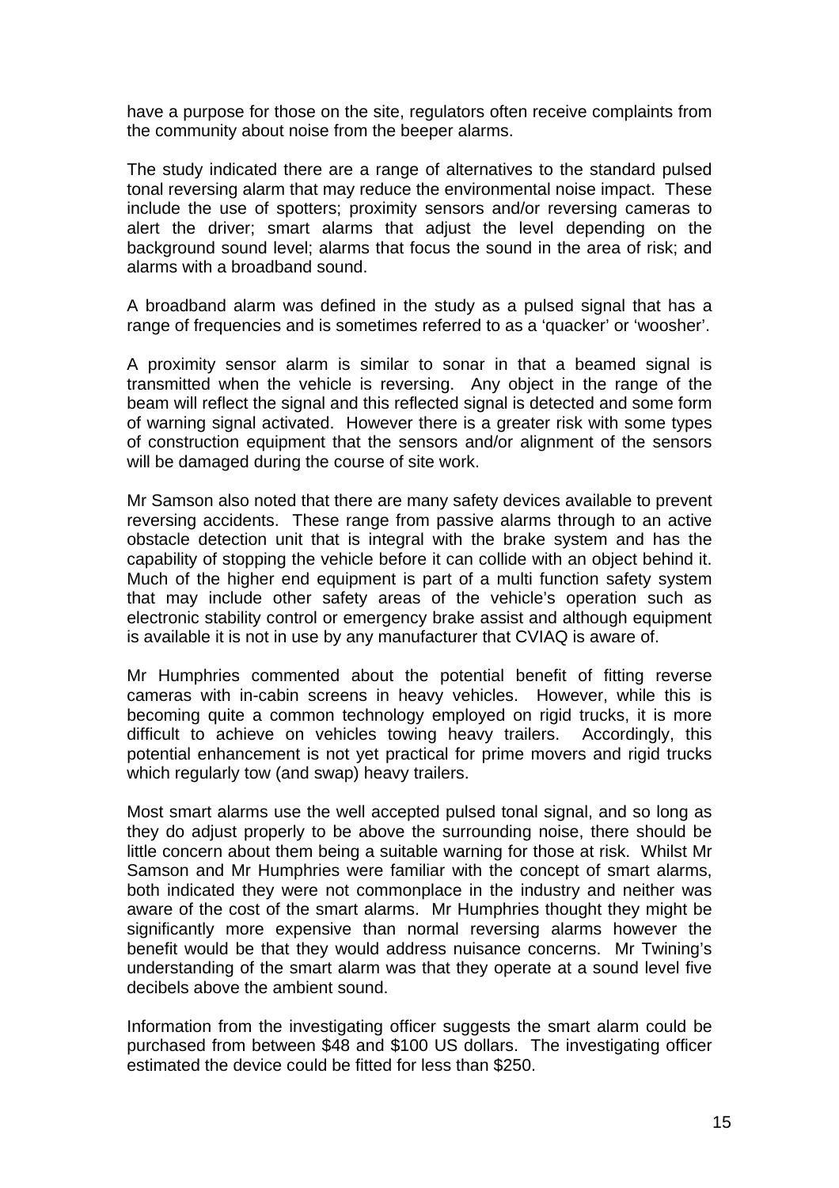have a purpose for those on the site, regulators often receive complaints from the community about noise from the beeper alarms.

The study indicated there are a range of alternatives to the standard pulsed tonal reversing alarm that may reduce the environmental noise impact. These include the use of spotters; proximity sensors and/or reversing cameras to alert the driver; smart alarms that adjust the level depending on the background sound level; alarms that focus the sound in the area of risk; and alarms with a broadband sound.

A broadband alarm was defined in the study as a pulsed signal that has a range of frequencies and is sometimes referred to as a 'quacker' or 'woosher'.

A proximity sensor alarm is similar to sonar in that a beamed signal is transmitted when the vehicle is reversing. Any object in the range of the beam will reflect the signal and this reflected signal is detected and some form of warning signal activated. However there is a greater risk with some types of construction equipment that the sensors and/or alignment of the sensors will be damaged during the course of site work.

Mr Samson also noted that there are many safety devices available to prevent reversing accidents. These range from passive alarms through to an active obstacle detection unit that is integral with the brake system and has the capability of stopping the vehicle before it can collide with an object behind it. Much of the higher end equipment is part of a multi function safety system that may include other safety areas of the vehicle's operation such as electronic stability control or emergency brake assist and although equipment is available it is not in use by any manufacturer that CVIAQ is aware of.

Mr Humphries commented about the potential benefit of fitting reverse cameras with in-cabin screens in heavy vehicles. However, while this is becoming quite a common technology employed on rigid trucks, it is more difficult to achieve on vehicles towing heavy trailers. Accordingly, this potential enhancement is not yet practical for prime movers and rigid trucks which regularly tow (and swap) heavy trailers.

Most smart alarms use the well accepted pulsed tonal signal, and so long as they do adjust properly to be above the surrounding noise, there should be little concern about them being a suitable warning for those at risk. Whilst Mr Samson and Mr Humphries were familiar with the concept of smart alarms, both indicated they were not commonplace in the industry and neither was aware of the cost of the smart alarms. Mr Humphries thought they might be significantly more expensive than normal reversing alarms however the benefit would be that they would address nuisance concerns. Mr Twining's understanding of the smart alarm was that they operate at a sound level five decibels above the ambient sound.

Information from the investigating officer suggests the smart alarm could be purchased from between $48 and $100 US dollars. The investigating officer estimated the device could be fitted for less than $250.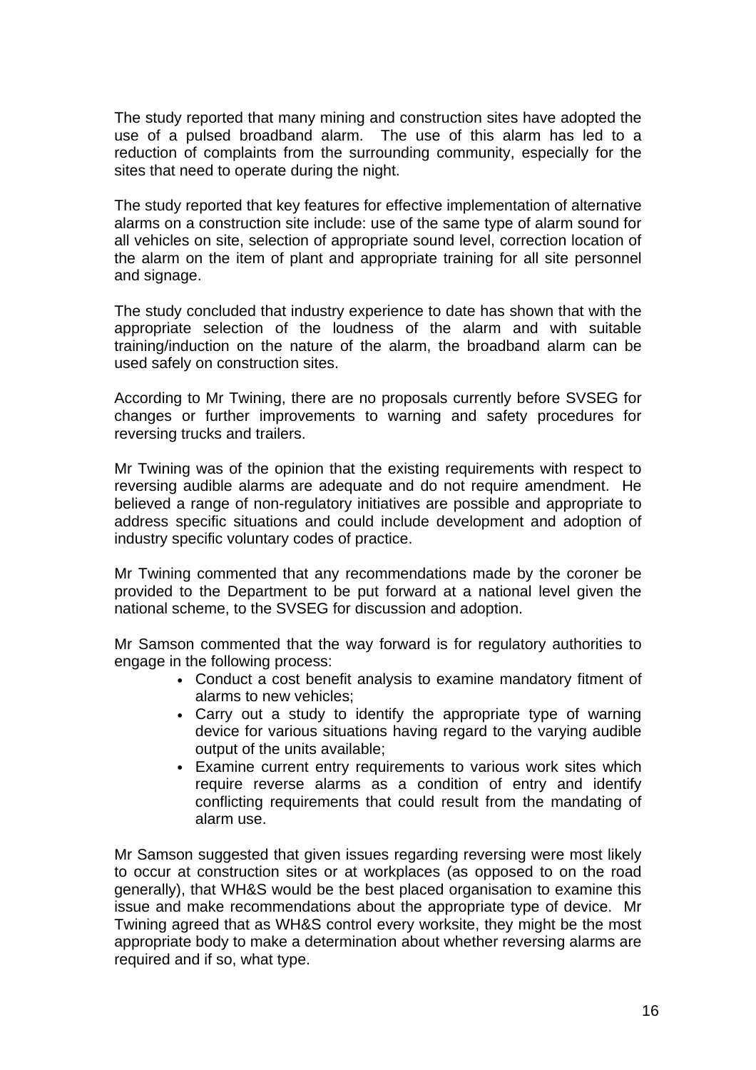The study reported that many mining and construction sites have adopted the use of a pulsed broadband alarm. The use of this alarm has led to a reduction of complaints from the surrounding community, especially for the sites that need to operate during the night.

The study reported that key features for effective implementation of alternative alarms on a construction site include: use of the same type of alarm sound for all vehicles on site, selection of appropriate sound level, correction location of the alarm on the item of plant and appropriate training for all site personnel and signage.

The study concluded that industry experience to date has shown that with the appropriate selection of the loudness of the alarm and with suitable training/induction on the nature of the alarm, the broadband alarm can be used safely on construction sites.

According to Mr Twining, there are no proposals currently before SVSEG for changes or further improvements to warning and safety procedures for reversing trucks and trailers.

Mr Twining was of the opinion that the existing requirements with respect to reversing audible alarms are adequate and do not require amendment. He believed a range of non-regulatory initiatives are possible and appropriate to address specific situations and could include development and adoption of industry specific voluntary codes of practice.

Mr Twining commented that any recommendations made by the coroner be provided to the Department to be put forward at a national level given the national scheme, to the SVSEG for discussion and adoption.

Mr Samson commented that the way forward is for regulatory authorities to engage in the following process:

- Conduct a cost benefit analysis to examine mandatory fitment of alarms to new vehicles;
- Carry out a study to identify the appropriate type of warning device for various situations having regard to the varying audible output of the units available;
- Examine current entry requirements to various work sites which require reverse alarms as a condition of entry and identify conflicting requirements that could result from the mandating of alarm use.

Mr Samson suggested that given issues regarding reversing were most likely to occur at construction sites or at workplaces (as opposed to on the road generally), that WH&S would be the best placed organisation to examine this issue and make recommendations about the appropriate type of device. Mr Twining agreed that as WH&S control every worksite, they might be the most appropriate body to make a determination about whether reversing alarms are required and if so, what type.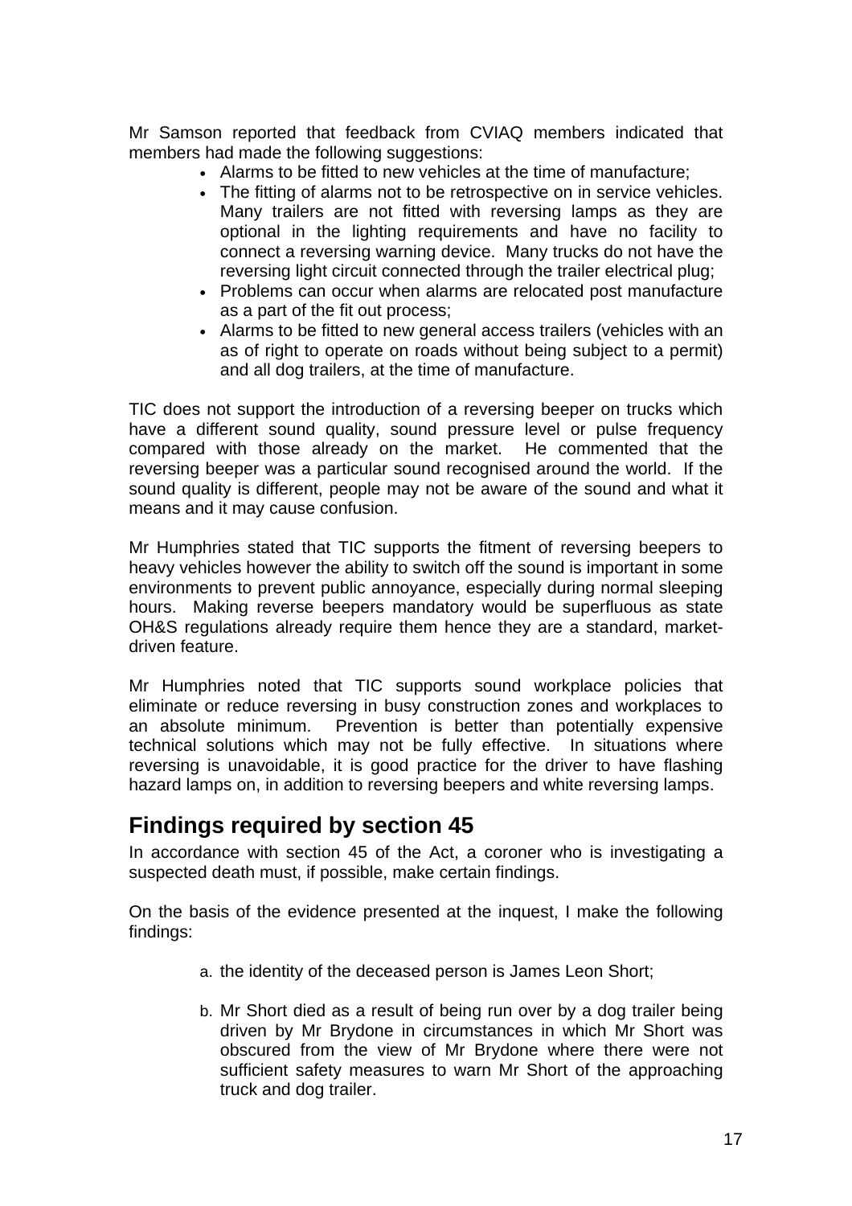Mr Samson reported that feedback from CVIAQ members indicated that members had made the following suggestions:

- Alarms to be fitted to new vehicles at the time of manufacture;
- The fitting of alarms not to be retrospective on in service vehicles. Many trailers are not fitted with reversing lamps as they are optional in the lighting requirements and have no facility to connect a reversing warning device. Many trucks do not have the reversing light circuit connected through the trailer electrical plug;
- Problems can occur when alarms are relocated post manufacture as a part of the fit out process;
- Alarms to be fitted to new general access trailers (vehicles with an as of right to operate on roads without being subject to a permit) and all dog trailers, at the time of manufacture.

TIC does not support the introduction of a reversing beeper on trucks which have a different sound quality, sound pressure level or pulse frequency compared with those already on the market. He commented that the reversing beeper was a particular sound recognised around the world. If the sound quality is different, people may not be aware of the sound and what it means and it may cause confusion.

Mr Humphries stated that TIC supports the fitment of reversing beepers to heavy vehicles however the ability to switch off the sound is important in some environments to prevent public annoyance, especially during normal sleeping hours. Making reverse beepers mandatory would be superfluous as state OH&S regulations already require them hence they are a standard, market-driven feature.

Mr Humphries noted that TIC supports sound workplace policies that eliminate or reduce reversing in busy construction zones and workplaces to an absolute minimum. Prevention is better than potentially expensive technical solutions which may not be fully effective. In situations where reversing is unavoidable, it is good practice for the driver to have flashing hazard lamps on, in addition to reversing beepers and white reversing lamps.

## Findings required by section 45

In accordance with section 45 of the Act, a coroner who is investigating a suspected death must, if possible, make certain findings.

On the basis of the evidence presented at the inquest, I make the following findings:

a. the identity of the deceased person is James Leon Short;

b. Mr Short died as a result of being run over by a dog trailer being driven by Mr Brydone in circumstances in which Mr Short was obscured from the view of Mr Brydone where there were not sufficient safety measures to warn Mr Short of the approaching truck and dog trailer.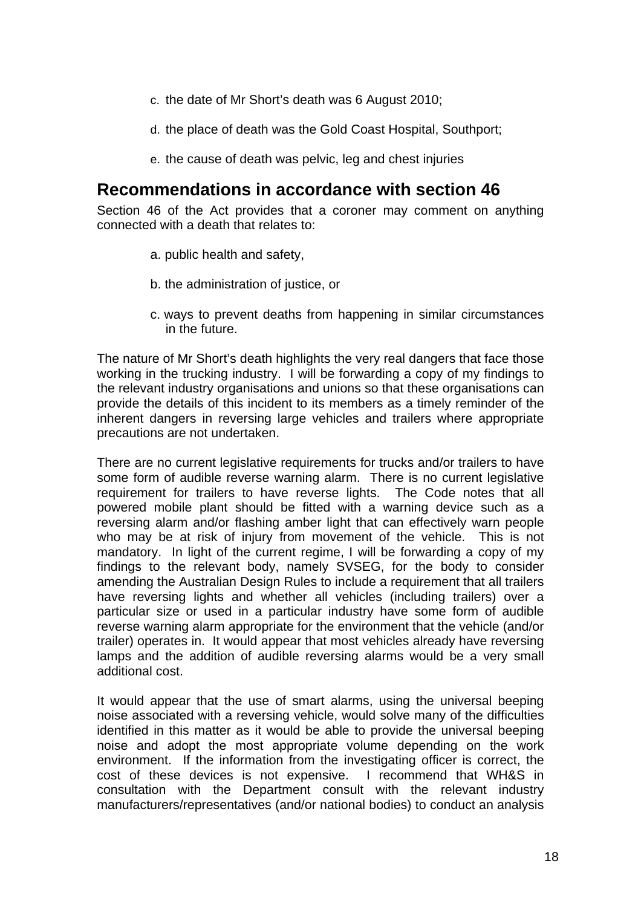c. the date of Mr Short's death was 6 August 2010;

d. the place of death was the Gold Coast Hospital, Southport;

e. the cause of death was pelvic, leg and chest injuries

## Recommendations in accordance with section 46

Section 46 of the Act provides that a coroner may comment on anything connected with a death that relates to:

a. public health and safety,

b. the administration of justice, or

c. ways to prevent deaths from happening in similar circumstances in the future.

The nature of Mr Short's death highlights the very real dangers that face those working in the trucking industry. I will be forwarding a copy of my findings to the relevant industry organisations and unions so that these organisations can provide the details of this incident to its members as a timely reminder of the inherent dangers in reversing large vehicles and trailers where appropriate precautions are not undertaken.

There are no current legislative requirements for trucks and/or trailers to have some form of audible reverse warning alarm. There is no current legislative requirement for trailers to have reverse lights. The Code notes that all powered mobile plant should be fitted with a warning device such as a reversing alarm and/or flashing amber light that can effectively warn people who may be at risk of injury from movement of the vehicle. This is not mandatory. In light of the current regime, I will be forwarding a copy of my findings to the relevant body, namely SVSEG, for the body to consider amending the Australian Design Rules to include a requirement that all trailers have reversing lights and whether all vehicles (including trailers) over a particular size or used in a particular industry have some form of audible reverse warning alarm appropriate for the environment that the vehicle (and/or trailer) operates in. It would appear that most vehicles already have reversing lamps and the addition of audible reversing alarms would be a very small additional cost.

It would appear that the use of smart alarms, using the universal beeping noise associated with a reversing vehicle, would solve many of the difficulties identified in this matter as it would be able to provide the universal beeping noise and adopt the most appropriate volume depending on the work environment. If the information from the investigating officer is correct, the cost of these devices is not expensive. I recommend that WH&S in consultation with the Department consult with the relevant industry manufacturers/representatives (and/or national bodies) to conduct an analysis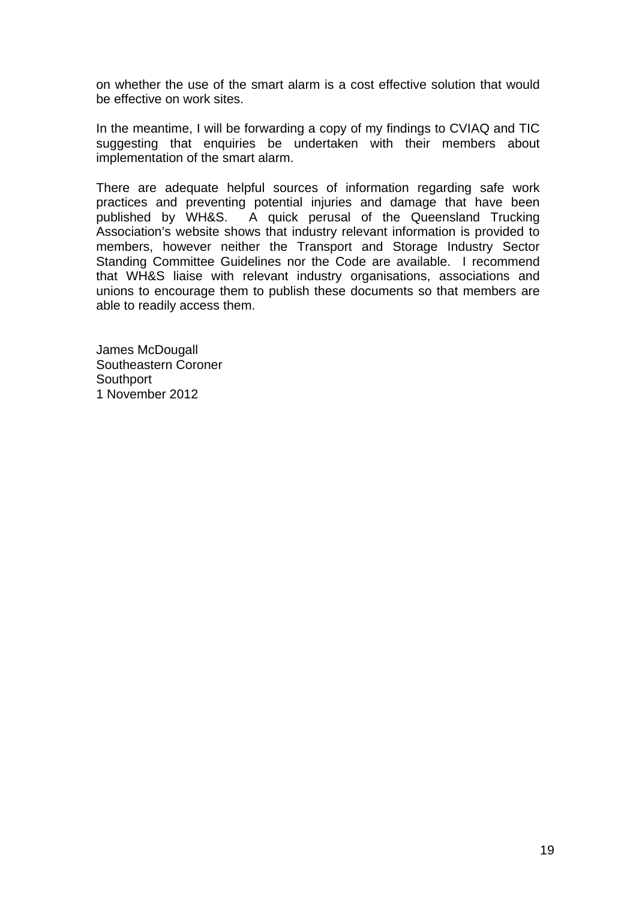on whether the use of the smart alarm is a cost effective solution that would be effective on work sites.

In the meantime, I will be forwarding a copy of my findings to CVIAQ and TIC suggesting that enquiries be undertaken with their members about implementation of the smart alarm.

There are adequate helpful sources of information regarding safe work practices and preventing potential injuries and damage that have been published by WH&S. A quick perusal of the Queensland Trucking Association's website shows that industry relevant information is provided to members, however neither the Transport and Storage Industry Sector Standing Committee Guidelines nor the Code are available. I recommend that WH&S liaise with relevant industry organisations, associations and unions to encourage them to publish these documents so that members are able to readily access them.

James McDougall
Southeastern Coroner
Southport
1 November 2012